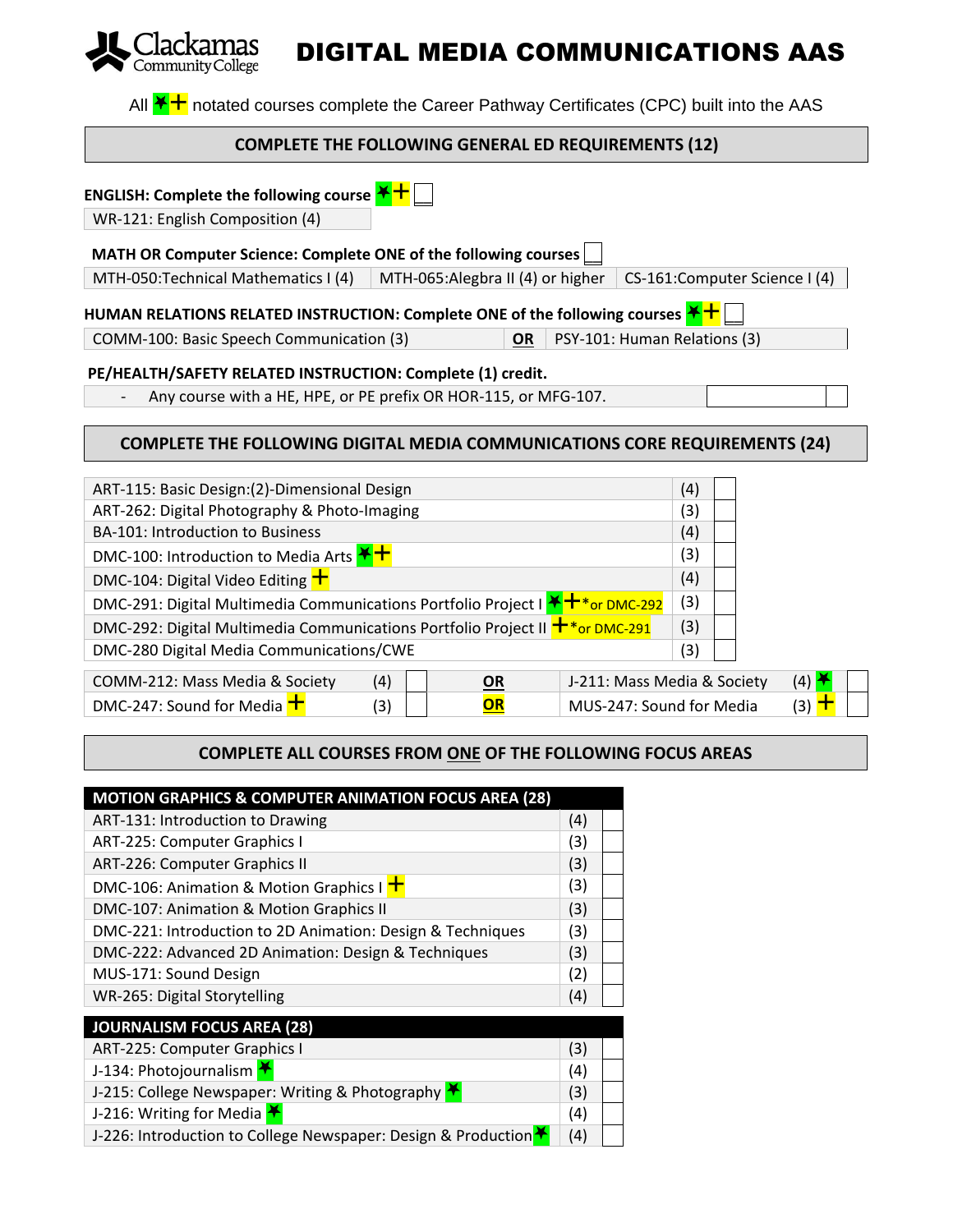# DIGITAL MEDIA COMMUNICATIONS AAS

Clackamas Community College

All ✶+ notated courses complete the Career Pathway Certificates (CPC) built into the AAS

## COMPLETE THE FOLLOWING GENERAL ED REQUIREMENTS (12)

**ENGLISH: Complete the following course** ✶+ ☐

| WR-121: English Composition (4) |
|---|

**MATH OR Computer Science: Complete ONE of the following courses** ☐

| MTH-050:Technical Mathematics I (4) | MTH-065:Alegbra II (4) or higher | CS-161:Computer Science I (4) |
|---|---|---|

**HUMAN RELATIONS RELATED INSTRUCTION: Complete ONE of the following courses** ✶+ ☐

| COMM-100: Basic Speech Communication (3) | **OR** | PSY-101: Human Relations (3) |
|---|---|---|

**PE/HEALTH/SAFETY RELATED INSTRUCTION: Complete (1) credit.**

- Any course with a HE, HPE, or PE prefix OR HOR-115, or MFG-107. ☐

## COMPLETE THE FOLLOWING DIGITAL MEDIA COMMUNICATIONS CORE REQUIREMENTS (24)

| Course | Credits | ☐ |
|---|---|---|
| ART-115: Basic Design:(2)-Dimensional Design | (4) | ☐ |
| ART-262: Digital Photography & Photo-Imaging | (3) | ☐ |
| BA-101: Introduction to Business | (4) | ☐ |
| DMC-100: Introduction to Media Arts ✶+ | (3) | ☐ |
| DMC-104: Digital Video Editing + | (4) | ☐ |
| DMC-291: Digital Multimedia Communications Portfolio Project I ✶+ *or DMC-292 | (3) | ☐ |
| DMC-292: Digital Multimedia Communications Portfolio Project II + *or DMC-291 | (3) | ☐ |
| DMC-280 Digital Media Communications/CWE | (3) | ☐ |

| Course | Credits | ☐ | | Course | Credits | ☐ |
|---|---|---|---|---|---|---|
| COMM-212: Mass Media & Society | (4) | ☐ | **OR** | J-211: Mass Media & Society | (4) ✶ | ☐ |
| DMC-247: Sound for Media + | (3) | ☐ | **OR** | MUS-247: Sound for Media | (3) + | ☐ |

## COMPLETE ALL COURSES FROM ONE OF THE FOLLOWING FOCUS AREAS

| MOTION GRAPHICS & COMPUTER ANIMATION FOCUS AREA (28) | | |
|---|---|---|
| ART-131: Introduction to Drawing | (4) | ☐ |
| ART-225: Computer Graphics I | (3) | ☐ |
| ART-226: Computer Graphics II | (3) | ☐ |
| DMC-106: Animation & Motion Graphics I + | (3) | ☐ |
| DMC-107: Animation & Motion Graphics II | (3) | ☐ |
| DMC-221: Introduction to 2D Animation: Design & Techniques | (3) | ☐ |
| DMC-222: Advanced 2D Animation: Design & Techniques | (3) | ☐ |
| MUS-171: Sound Design | (2) | ☐ |
| WR-265: Digital Storytelling | (4) | ☐ |

| JOURNALISM FOCUS AREA (28) | | |
|---|---|---|
| ART-225: Computer Graphics I | (3) | ☐ |
| J-134: Photojournalism ✶ | (4) | ☐ |
| J-215: College Newspaper: Writing & Photography ✶ | (3) | ☐ |
| J-216: Writing for Media ✶ | (4) | ☐ |
| J-226: Introduction to College Newspaper: Design & Production ✶ | (4) | ☐ |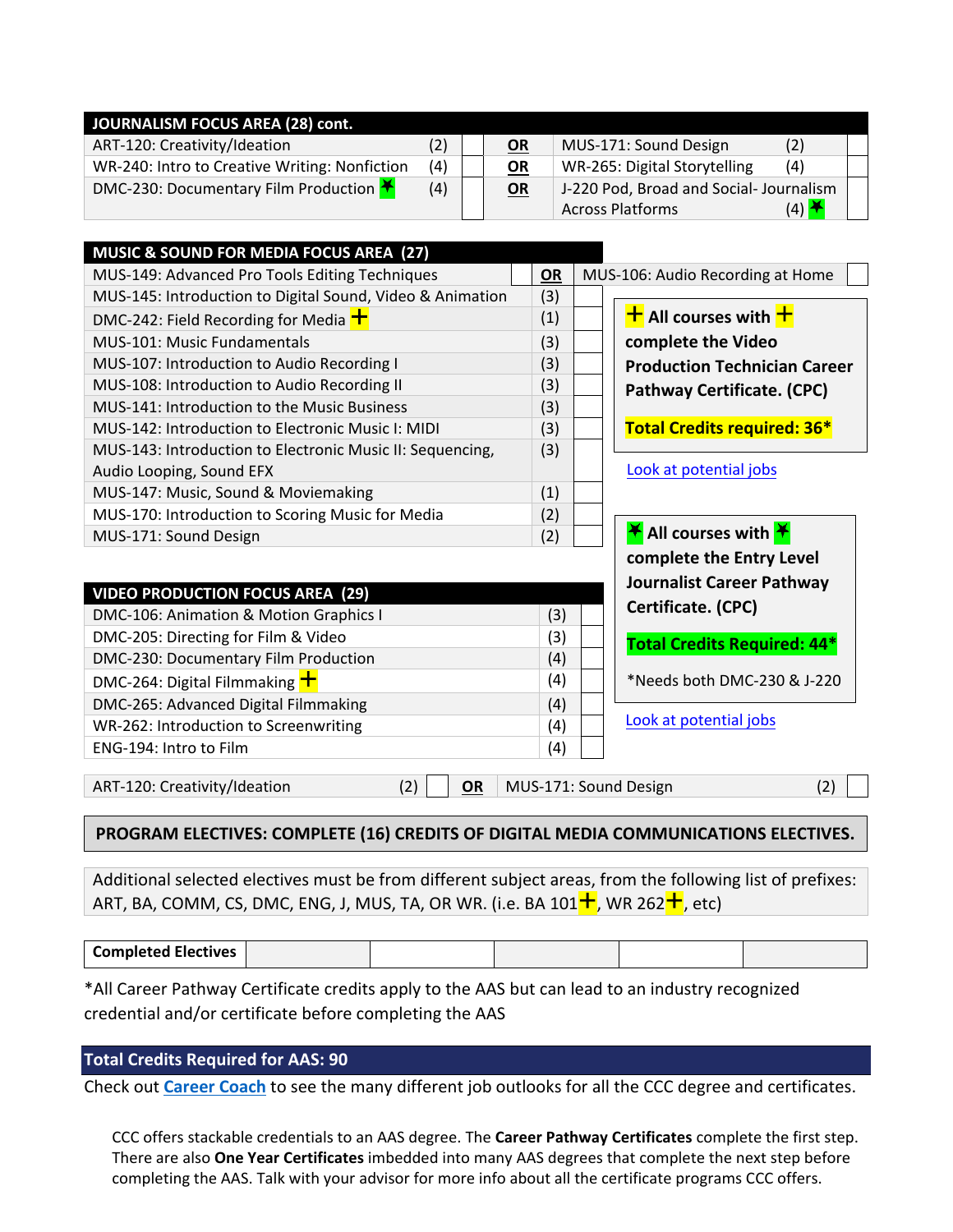| JOURNALISM FOCUS AREA (28) cont. | | | | | | |
|---|---|---|---|---|---|---|
| ART-120: Creativity/Ideation | (2) | | OR | MUS-171: Sound Design | (2) | |
| WR-240: Intro to Creative Writing: Nonfiction | (4) | | OR | WR-265: Digital Storytelling | (4) | |
| DMC-230: Documentary Film Production ✶ | (4) | | OR | J-220 Pod, Broad and Social- Journalism Across Platforms | (4) ✶ | |

| MUSIC & SOUND FOR MEDIA FOCUS AREA (27) | | |
|---|---|---|
| MUS-149: Advanced Pro Tools Editing Techniques OR MUS-106: Audio Recording at Home | | |
| MUS-145: Introduction to Digital Sound, Video & Animation | (3) | |
| DMC-242: Field Recording for Media + | (1) | |
| MUS-101: Music Fundamentals | (3) | |
| MUS-107: Introduction to Audio Recording I | (3) | |
| MUS-108: Introduction to Audio Recording II | (3) | |
| MUS-141: Introduction to the Music Business | (3) | |
| MUS-142: Introduction to Electronic Music I: MIDI | (3) | |
| MUS-143: Introduction to Electronic Music II: Sequencing, Audio Looping, Sound EFX | (3) | |
| MUS-147: Music, Sound & Moviemaking | (1) | |
| MUS-170: Introduction to Scoring Music for Media | (2) | |
| MUS-171: Sound Design | (2) | |

**+ All courses with + complete the Video Production Technician Career Pathway Certificate. (CPC)**

**Total Credits required: 36***

Look at potential jobs

| VIDEO PRODUCTION FOCUS AREA (29) | | |
|---|---|---|
| DMC-106: Animation & Motion Graphics I | (3) | |
| DMC-205: Directing for Film & Video | (3) | |
| DMC-230: Documentary Film Production | (4) | |
| DMC-264: Digital Filmmaking + | (4) | |
| DMC-265: Advanced Digital Filmmaking | (4) | |
| WR-262: Introduction to Screenwriting | (4) | |
| ENG-194: Intro to Film | (4) | |

**✶ All courses with ✶ complete the Entry Level Journalist Career Pathway Certificate. (CPC)**

**Total Credits Required: 44***

*Needs both DMC-230 & J-220

Look at potential jobs

| | | | | | | |
|---|---|---|---|---|---|---|
| ART-120: Creativity/Ideation | (2) | | OR | MUS-171: Sound Design | (2) | |

**PROGRAM ELECTIVES: COMPLETE (16) CREDITS OF DIGITAL MEDIA COMMUNICATIONS ELECTIVES.**

Additional selected electives must be from different subject areas, from the following list of prefixes: ART, BA, COMM, CS, DMC, ENG, J, MUS, TA, OR WR. (i.e. BA 101+, WR 262+, etc)

| Completed Electives | | | | | |
|---|---|---|---|---|---|

*All Career Pathway Certificate credits apply to the AAS but can lead to an industry recognized credential and/or certificate before completing the AAS

**Total Credits Required for AAS: 90**

Check out Career Coach to see the many different job outlooks for all the CCC degree and certificates.

CCC offers stackable credentials to an AAS degree. The **Career Pathway Certificates** complete the first step. There are also **One Year Certificates** imbedded into many AAS degrees that complete the next step before completing the AAS. Talk with your advisor for more info about all the certificate programs CCC offers.